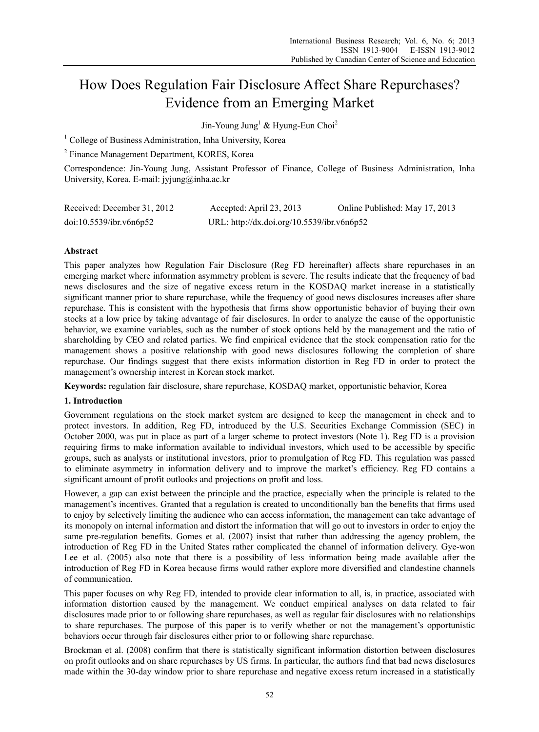# How Does Regulation Fair Disclosure Affect Share Repurchases? Evidence from an Emerging Market

Jin-Young Jung[1] & Hyung-Eun Choi[2]

[1] College of Business Administration, Inha University, Korea

[2] Finance Management Department, KORES, Korea

Correspondence: Jin-Young Jung, Assistant Professor of Finance, College of Business Administration, Inha University, Korea. E-mail: jyjung@inha.ac.kr

Received: December 31, 2012 Accepted: April 23, 2013 Online Published: May 17, 2013

doi:10.5539/ibr.v6n6p52 URL: http://dx.doi.org/10.5539/ibr.v6n6p52

## Abstract

This paper analyzes how Regulation Fair Disclosure (Reg FD hereinafter) affects share repurchases in an emerging market where information asymmetry problem is severe. The results indicate that the frequency of bad news disclosures and the size of negative excess return in the KOSDAQ market increase in a statistically significant manner prior to share repurchase, while the frequency of good news disclosures increases after share repurchase. This is consistent with the hypothesis that firms show opportunistic behavior of buying their own stocks at a low price by taking advantage of fair disclosures. In order to analyze the cause of the opportunistic behavior, we examine variables, such as the number of stock options held by the management and the ratio of shareholding by CEO and related parties. We find empirical evidence that the stock compensation ratio for the management shows a positive relationship with good news disclosures following the completion of share repurchase. Our findings suggest that there exists information distortion in Reg FD in order to protect the management's ownership interest in Korean stock market.

**Keywords:** regulation fair disclosure, share repurchase, KOSDAQ market, opportunistic behavior, Korea

## 1. Introduction

Government regulations on the stock market system are designed to keep the management in check and to protect investors. In addition, Reg FD, introduced by the U.S. Securities Exchange Commission (SEC) in October 2000, was put in place as part of a larger scheme to protect investors (Note 1). Reg FD is a provision requiring firms to make information available to individual investors, which used to be accessible by specific groups, such as analysts or institutional investors, prior to promulgation of Reg FD. This regulation was passed to eliminate asymmetry in information delivery and to improve the market's efficiency. Reg FD contains a significant amount of profit outlooks and projections on profit and loss.

However, a gap can exist between the principle and the practice, especially when the principle is related to the management's incentives. Granted that a regulation is created to unconditionally ban the benefits that firms used to enjoy by selectively limiting the audience who can access information, the management can take advantage of its monopoly on internal information and distort the information that will go out to investors in order to enjoy the same pre-regulation benefits. Gomes et al. (2007) insist that rather than addressing the agency problem, the introduction of Reg FD in the United States rather complicated the channel of information delivery. Gye-won Lee et al. (2005) also note that there is a possibility of less information being made available after the introduction of Reg FD in Korea because firms would rather explore more diversified and clandestine channels of communication.

This paper focuses on why Reg FD, intended to provide clear information to all, is, in practice, associated with information distortion caused by the management. We conduct empirical analyses on data related to fair disclosures made prior to or following share repurchases, as well as regular fair disclosures with no relationships to share repurchases. The purpose of this paper is to verify whether or not the management's opportunistic behaviors occur through fair disclosures either prior to or following share repurchase.

Brockman et al. (2008) confirm that there is statistically significant information distortion between disclosures on profit outlooks and on share repurchases by US firms. In particular, the authors find that bad news disclosures made within the 30-day window prior to share repurchase and negative excess return increased in a statistically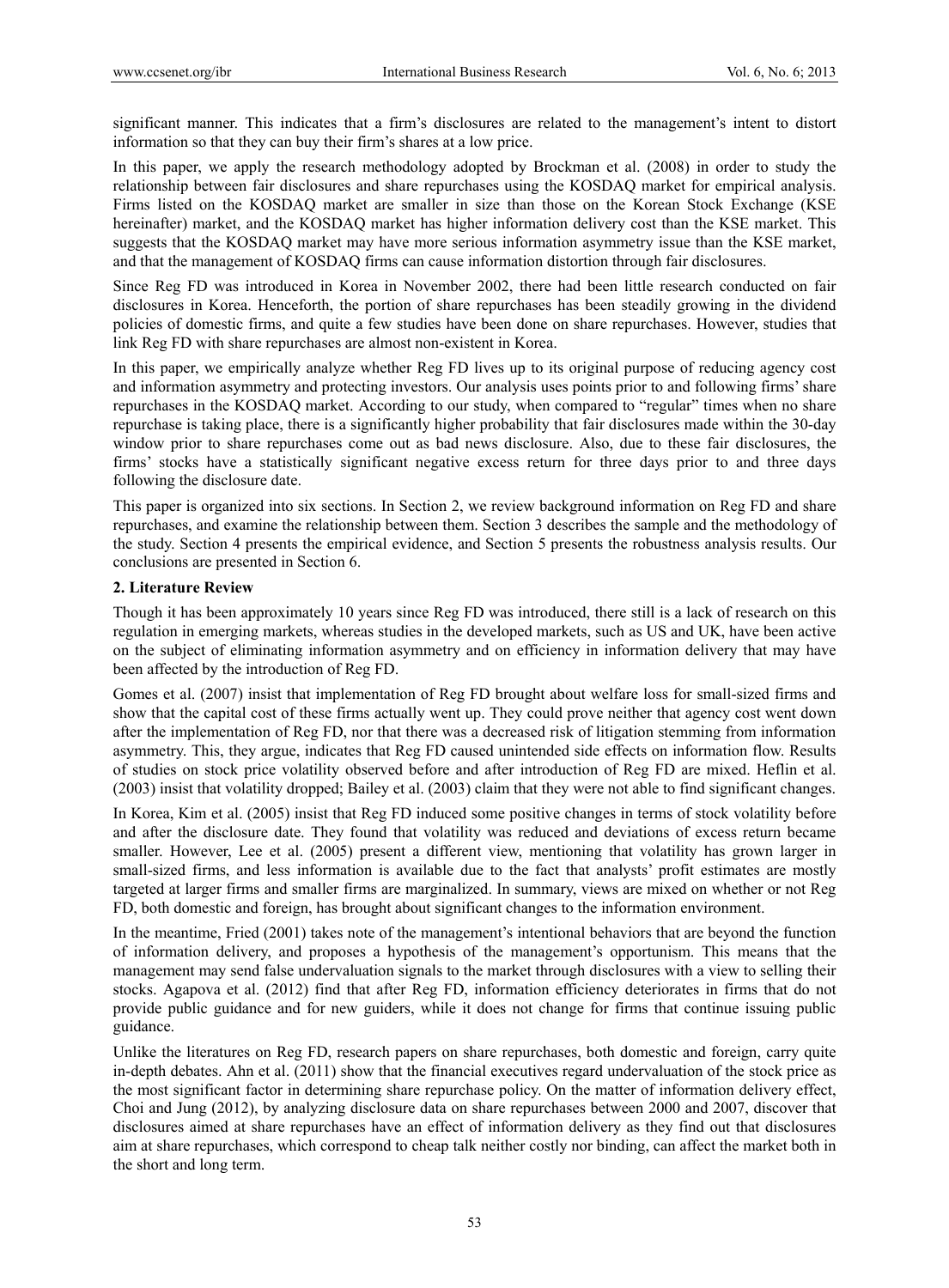significant manner. This indicates that a firm's disclosures are related to the management's intent to distort information so that they can buy their firm's shares at a low price.

In this paper, we apply the research methodology adopted by Brockman et al. (2008) in order to study the relationship between fair disclosures and share repurchases using the KOSDAQ market for empirical analysis. Firms listed on the KOSDAQ market are smaller in size than those on the Korean Stock Exchange (KSE hereinafter) market, and the KOSDAQ market has higher information delivery cost than the KSE market. This suggests that the KOSDAQ market may have more serious information asymmetry issue than the KSE market, and that the management of KOSDAQ firms can cause information distortion through fair disclosures.

Since Reg FD was introduced in Korea in November 2002, there had been little research conducted on fair disclosures in Korea. Henceforth, the portion of share repurchases has been steadily growing in the dividend policies of domestic firms, and quite a few studies have been done on share repurchases. However, studies that link Reg FD with share repurchases are almost non-existent in Korea.

In this paper, we empirically analyze whether Reg FD lives up to its original purpose of reducing agency cost and information asymmetry and protecting investors. Our analysis uses points prior to and following firms' share repurchases in the KOSDAQ market. According to our study, when compared to "regular" times when no share repurchase is taking place, there is a significantly higher probability that fair disclosures made within the 30-day window prior to share repurchases come out as bad news disclosure. Also, due to these fair disclosures, the firms' stocks have a statistically significant negative excess return for three days prior to and three days following the disclosure date.

This paper is organized into six sections. In Section 2, we review background information on Reg FD and share repurchases, and examine the relationship between them. Section 3 describes the sample and the methodology of the study. Section 4 presents the empirical evidence, and Section 5 presents the robustness analysis results. Our conclusions are presented in Section 6.

## 2. Literature Review

Though it has been approximately 10 years since Reg FD was introduced, there still is a lack of research on this regulation in emerging markets, whereas studies in the developed markets, such as US and UK, have been active on the subject of eliminating information asymmetry and on efficiency in information delivery that may have been affected by the introduction of Reg FD.

Gomes et al. (2007) insist that implementation of Reg FD brought about welfare loss for small-sized firms and show that the capital cost of these firms actually went up. They could prove neither that agency cost went down after the implementation of Reg FD, nor that there was a decreased risk of litigation stemming from information asymmetry. This, they argue, indicates that Reg FD caused unintended side effects on information flow. Results of studies on stock price volatility observed before and after introduction of Reg FD are mixed. Heflin et al. (2003) insist that volatility dropped; Bailey et al. (2003) claim that they were not able to find significant changes.

In Korea, Kim et al. (2005) insist that Reg FD induced some positive changes in terms of stock volatility before and after the disclosure date. They found that volatility was reduced and deviations of excess return became smaller. However, Lee et al. (2005) present a different view, mentioning that volatility has grown larger in small-sized firms, and less information is available due to the fact that analysts' profit estimates are mostly targeted at larger firms and smaller firms are marginalized. In summary, views are mixed on whether or not Reg FD, both domestic and foreign, has brought about significant changes to the information environment.

In the meantime, Fried (2001) takes note of the management's intentional behaviors that are beyond the function of information delivery, and proposes a hypothesis of the management's opportunism. This means that the management may send false undervaluation signals to the market through disclosures with a view to selling their stocks. Agapova et al. (2012) find that after Reg FD, information efficiency deteriorates in firms that do not provide public guidance and for new guiders, while it does not change for firms that continue issuing public guidance.

Unlike the literatures on Reg FD, research papers on share repurchases, both domestic and foreign, carry quite in-depth debates. Ahn et al. (2011) show that the financial executives regard undervaluation of the stock price as the most significant factor in determining share repurchase policy. On the matter of information delivery effect, Choi and Jung (2012), by analyzing disclosure data on share repurchases between 2000 and 2007, discover that disclosures aimed at share repurchases have an effect of information delivery as they find out that disclosures aim at share repurchases, which correspond to cheap talk neither costly nor binding, can affect the market both in the short and long term.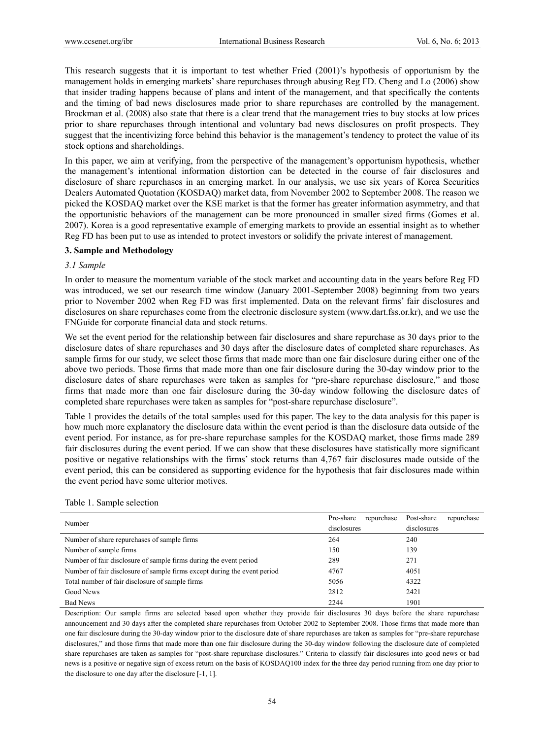This research suggests that it is important to test whether Fried (2001)'s hypothesis of opportunism by the management holds in emerging markets' share repurchases through abusing Reg FD. Cheng and Lo (2006) show that insider trading happens because of plans and intent of the management, and that specifically the contents and the timing of bad news disclosures made prior to share repurchases are controlled by the management. Brockman et al. (2008) also state that there is a clear trend that the management tries to buy stocks at low prices prior to share repurchases through intentional and voluntary bad news disclosures on profit prospects. They suggest that the incentivizing force behind this behavior is the management's tendency to protect the value of its stock options and shareholdings.

In this paper, we aim at verifying, from the perspective of the management's opportunism hypothesis, whether the management's intentional information distortion can be detected in the course of fair disclosures and disclosure of share repurchases in an emerging market. In our analysis, we use six years of Korea Securities Dealers Automated Quotation (KOSDAQ) market data, from November 2002 to September 2008. The reason we picked the KOSDAQ market over the KSE market is that the former has greater information asymmetry, and that the opportunistic behaviors of the management can be more pronounced in smaller sized firms (Gomes et al. 2007). Korea is a good representative example of emerging markets to provide an essential insight as to whether Reg FD has been put to use as intended to protect investors or solidify the private interest of management.

## 3. Sample and Methodology

### 3.1 Sample

In order to measure the momentum variable of the stock market and accounting data in the years before Reg FD was introduced, we set our research time window (January 2001-September 2008) beginning from two years prior to November 2002 when Reg FD was first implemented. Data on the relevant firms' fair disclosures and disclosures on share repurchases come from the electronic disclosure system (www.dart.fss.or.kr), and we use the FNGuide for corporate financial data and stock returns.

We set the event period for the relationship between fair disclosures and share repurchase as 30 days prior to the disclosure dates of share repurchases and 30 days after the disclosure dates of completed share repurchases. As sample firms for our study, we select those firms that made more than one fair disclosure during either one of the above two periods. Those firms that made more than one fair disclosure during the 30-day window prior to the disclosure dates of share repurchases were taken as samples for "pre-share repurchase disclosure," and those firms that made more than one fair disclosure during the 30-day window following the disclosure dates of completed share repurchases were taken as samples for "post-share repurchase disclosure".

Table 1 provides the details of the total samples used for this paper. The key to the data analysis for this paper is how much more explanatory the disclosure data within the event period is than the disclosure data outside of the event period. For instance, as for pre-share repurchase samples for the KOSDAQ market, those firms made 289 fair disclosures during the event period. If we can show that these disclosures have statistically more significant positive or negative relationships with the firms' stock returns than 4,767 fair disclosures made outside of the event period, this can be considered as supporting evidence for the hypothesis that fair disclosures made within the event period have some ulterior motives.

Table 1. Sample selection

| Number | Pre-share repurchase disclosures | Post-share repurchase disclosures |
|---|---|---|
| Number of share repurchases of sample firms | 264 | 240 |
| Number of sample firms | 150 | 139 |
| Number of fair disclosure of sample firms during the event period | 289 | 271 |
| Number of fair disclosure of sample firms except during the event period | 4767 | 4051 |
| Total number of fair disclosure of sample firms | 5056 | 4322 |
| Good News | 2812 | 2421 |
| Bad News | 2244 | 1901 |

Description: Our sample firms are selected based upon whether they provide fair disclosures 30 days before the share repurchase announcement and 30 days after the completed share repurchases from October 2002 to September 2008. Those firms that made more than one fair disclosure during the 30-day window prior to the disclosure date of share repurchases are taken as samples for "pre-share repurchase disclosures," and those firms that made more than one fair disclosure during the 30-day window following the disclosure date of completed share repurchases are taken as samples for "post-share repurchase disclosures." Criteria to classify fair disclosures into good news or bad news is a positive or negative sign of excess return on the basis of KOSDAQ100 index for the three day period running from one day prior to the disclosure to one day after the disclosure [-1, 1].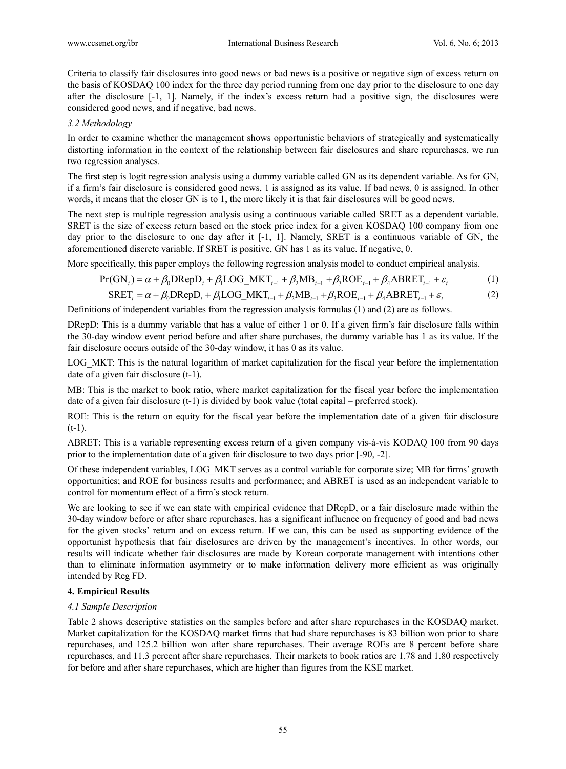Criteria to classify fair disclosures into good news or bad news is a positive or negative sign of excess return on the basis of KOSDAQ 100 index for the three day period running from one day prior to the disclosure to one day after the disclosure [-1, 1]. Namely, if the index's excess return had a positive sign, the disclosures were considered good news, and if negative, bad news.

### *3.2 Methodology*

In order to examine whether the management shows opportunistic behaviors of strategically and systematically distorting information in the context of the relationship between fair disclosures and share repurchases, we run two regression analyses.

The first step is logit regression analysis using a dummy variable called GN as its dependent variable. As for GN, if a firm's fair disclosure is considered good news, 1 is assigned as its value. If bad news, 0 is assigned. In other words, it means that the closer GN is to 1, the more likely it is that fair disclosures will be good news.

The next step is multiple regression analysis using a continuous variable called SRET as a dependent variable. SRET is the size of excess return based on the stock price index for a given KOSDAQ 100 company from one day prior to the disclosure to one day after it [-1, 1]. Namely, SRET is a continuous variable of GN, the aforementioned discrete variable. If SRET is positive, GN has 1 as its value. If negative, 0.

More specifically, this paper employs the following regression analysis model to conduct empirical analysis.

$$\Pr(\mathrm{GN}_t) = \alpha + \beta_0 \mathrm{DRepD}_t + \beta_1 \mathrm{LOG\_MKT}_{t-1} + \beta_2 \mathrm{MB}_{t-1} + \beta_3 \mathrm{ROE}_{t-1} + \beta_4 \mathrm{ABRET}_{t-1} + \varepsilon_t \quad (1)$$

$$\mathrm{SRET}_t = \alpha + \beta_0 \mathrm{DRepD}_t + \beta_1 \mathrm{LOG\_MKT}_{t-1} + \beta_2 \mathrm{MB}_{t-1} + \beta_3 \mathrm{ROE}_{t-1} + \beta_4 \mathrm{ABRET}_{t-1} + \varepsilon_t \quad (2)$$

Definitions of independent variables from the regression analysis formulas (1) and (2) are as follows.

DRepD: This is a dummy variable that has a value of either 1 or 0. If a given firm's fair disclosure falls within the 30-day window event period before and after share purchases, the dummy variable has 1 as its value. If the fair disclosure occurs outside of the 30-day window, it has 0 as its value.

LOG_MKT: This is the natural logarithm of market capitalization for the fiscal year before the implementation date of a given fair disclosure (t-1).

MB: This is the market to book ratio, where market capitalization for the fiscal year before the implementation date of a given fair disclosure (t-1) is divided by book value (total capital – preferred stock).

ROE: This is the return on equity for the fiscal year before the implementation date of a given fair disclosure (t-1).

ABRET: This is a variable representing excess return of a given company vis-à-vis KODAQ 100 from 90 days prior to the implementation date of a given fair disclosure to two days prior [-90, -2].

Of these independent variables, LOG_MKT serves as a control variable for corporate size; MB for firms' growth opportunities; and ROE for business results and performance; and ABRET is used as an independent variable to control for momentum effect of a firm's stock return.

We are looking to see if we can state with empirical evidence that DRepD, or a fair disclosure made within the 30-day window before or after share repurchases, has a significant influence on frequency of good and bad news for the given stocks' return and on excess return. If we can, this can be used as supporting evidence of the opportunist hypothesis that fair disclosures are driven by the management's incentives. In other words, our results will indicate whether fair disclosures are made by Korean corporate management with intentions other than to eliminate information asymmetry or to make information delivery more efficient as was originally intended by Reg FD.

## 4. Empirical Results

### *4.1 Sample Description*

Table 2 shows descriptive statistics on the samples before and after share repurchases in the KOSDAQ market. Market capitalization for the KOSDAQ market firms that had share repurchases is 83 billion won prior to share repurchases, and 125.2 billion won after share repurchases. Their average ROEs are 8 percent before share repurchases, and 11.3 percent after share repurchases. Their markets to book ratios are 1.78 and 1.80 respectively for before and after share repurchases, which are higher than figures from the KSE market.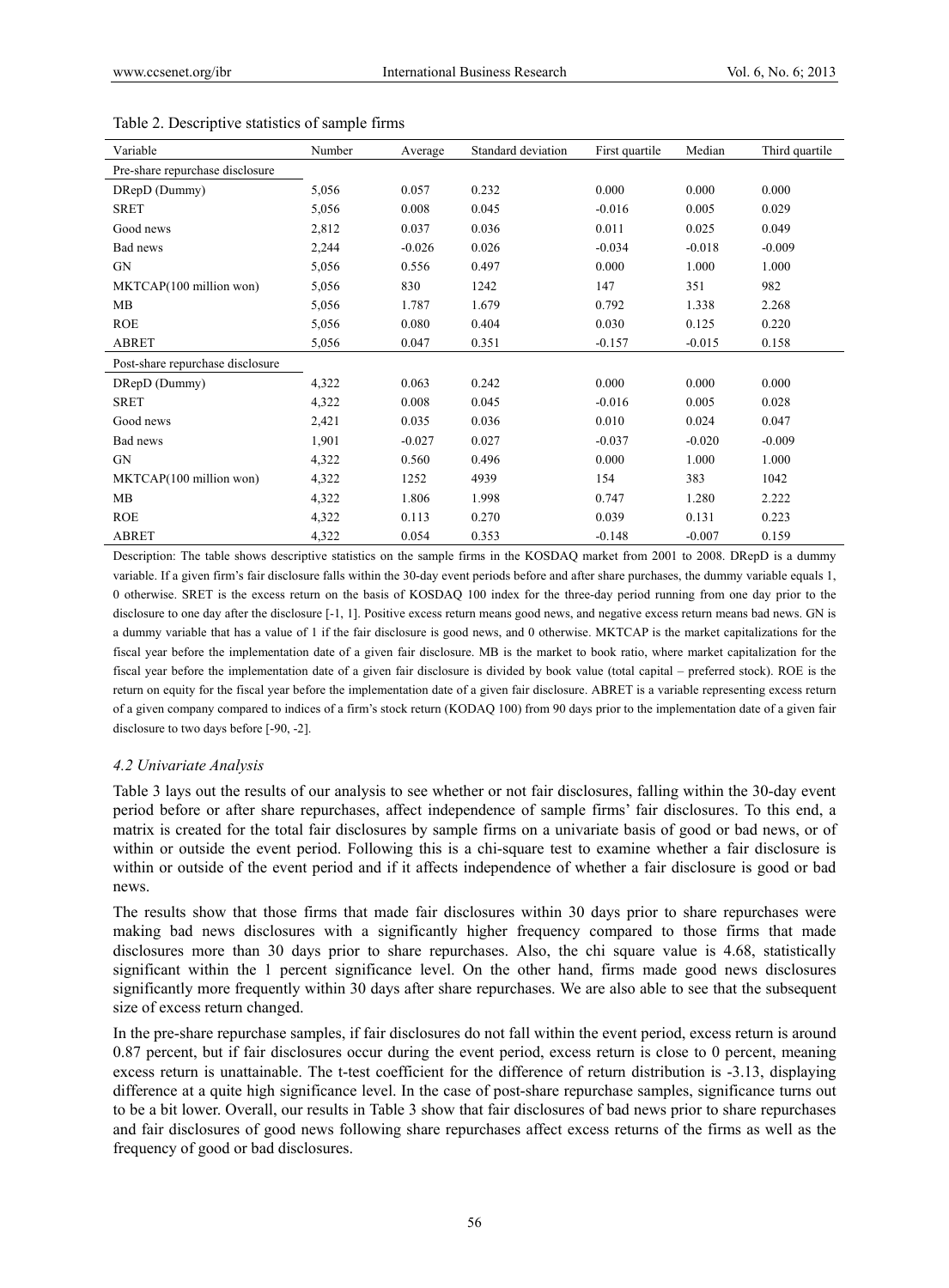Table 2. Descriptive statistics of sample firms

| Variable | Number | Average | Standard deviation | First quartile | Median | Third quartile |
|---|---|---|---|---|---|---|
| Pre-share repurchase disclosure | | | | | | |
| DRepD (Dummy) | 5,056 | 0.057 | 0.232 | 0.000 | 0.000 | 0.000 |
| SRET | 5,056 | 0.008 | 0.045 | -0.016 | 0.005 | 0.029 |
| Good news | 2,812 | 0.037 | 0.036 | 0.011 | 0.025 | 0.049 |
| Bad news | 2,244 | -0.026 | 0.026 | -0.034 | -0.018 | -0.009 |
| GN | 5,056 | 0.556 | 0.497 | 0.000 | 1.000 | 1.000 |
| MKTCAP(100 million won) | 5,056 | 830 | 1242 | 147 | 351 | 982 |
| MB | 5,056 | 1.787 | 1.679 | 0.792 | 1.338 | 2.268 |
| ROE | 5,056 | 0.080 | 0.404 | 0.030 | 0.125 | 0.220 |
| ABRET | 5,056 | 0.047 | 0.351 | -0.157 | -0.015 | 0.158 |
| Post-share repurchase disclosure | | | | | | |
| DRepD (Dummy) | 4,322 | 0.063 | 0.242 | 0.000 | 0.000 | 0.000 |
| SRET | 4,322 | 0.008 | 0.045 | -0.016 | 0.005 | 0.028 |
| Good news | 2,421 | 0.035 | 0.036 | 0.010 | 0.024 | 0.047 |
| Bad news | 1,901 | -0.027 | 0.027 | -0.037 | -0.020 | -0.009 |
| GN | 4,322 | 0.560 | 0.496 | 0.000 | 1.000 | 1.000 |
| MKTCAP(100 million won) | 4,322 | 1252 | 4939 | 154 | 383 | 1042 |
| MB | 4,322 | 1.806 | 1.998 | 0.747 | 1.280 | 2.222 |
| ROE | 4,322 | 0.113 | 0.270 | 0.039 | 0.131 | 0.223 |
| ABRET | 4,322 | 0.054 | 0.353 | -0.148 | -0.007 | 0.159 |

Description: The table shows descriptive statistics on the sample firms in the KOSDAQ market from 2001 to 2008. DRepD is a dummy variable. If a given firm's fair disclosure falls within the 30-day event periods before and after share purchases, the dummy variable equals 1, 0 otherwise. SRET is the excess return on the basis of KOSDAQ 100 index for the three-day period running from one day prior to the disclosure to one day after the disclosure [-1, 1]. Positive excess return means good news, and negative excess return means bad news. GN is a dummy variable that has a value of 1 if the fair disclosure is good news, and 0 otherwise. MKTCAP is the market capitalizations for the fiscal year before the implementation date of a given fair disclosure. MB is the market to book ratio, where market capitalization for the fiscal year before the implementation date of a given fair disclosure is divided by book value (total capital – preferred stock). ROE is the return on equity for the fiscal year before the implementation date of a given fair disclosure. ABRET is a variable representing excess return of a given company compared to indices of a firm's stock return (KODAQ 100) from 90 days prior to the implementation date of a given fair disclosure to two days before [-90, -2].

### *4.2 Univariate Analysis*

Table 3 lays out the results of our analysis to see whether or not fair disclosures, falling within the 30-day event period before or after share repurchases, affect independence of sample firms' fair disclosures. To this end, a matrix is created for the total fair disclosures by sample firms on a univariate basis of good or bad news, or of within or outside the event period. Following this is a chi-square test to examine whether a fair disclosure is within or outside of the event period and if it affects independence of whether a fair disclosure is good or bad news.

The results show that those firms that made fair disclosures within 30 days prior to share repurchases were making bad news disclosures with a significantly higher frequency compared to those firms that made disclosures more than 30 days prior to share repurchases. Also, the chi square value is 4.68, statistically significant within the 1 percent significance level. On the other hand, firms made good news disclosures significantly more frequently within 30 days after share repurchases. We are also able to see that the subsequent size of excess return changed.

In the pre-share repurchase samples, if fair disclosures do not fall within the event period, excess return is around 0.87 percent, but if fair disclosures occur during the event period, excess return is close to 0 percent, meaning excess return is unattainable. The t-test coefficient for the difference of return distribution is -3.13, displaying difference at a quite high significance level. In the case of post-share repurchase samples, significance turns out to be a bit lower. Overall, our results in Table 3 show that fair disclosures of bad news prior to share repurchases and fair disclosures of good news following share repurchases affect excess returns of the firms as well as the frequency of good or bad disclosures.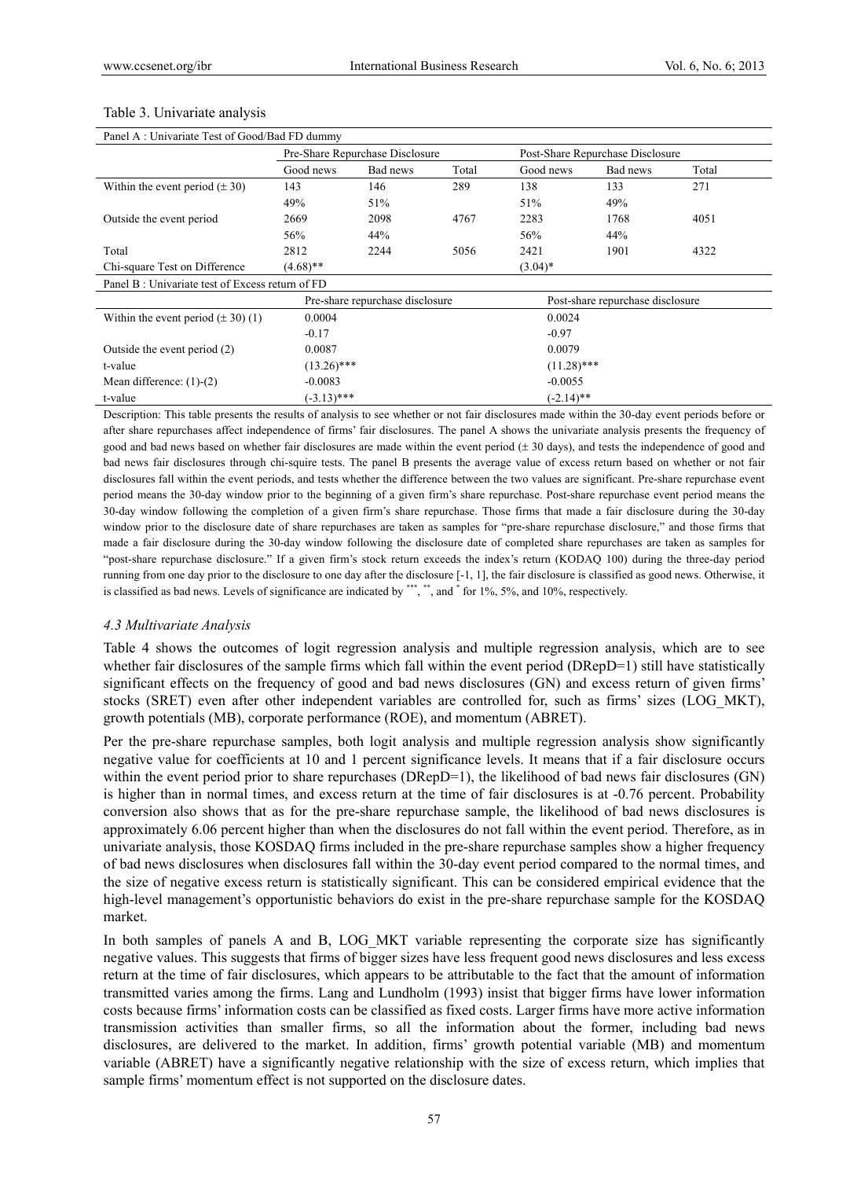Table 3. Univariate analysis

| Panel A : Univariate Test of Good/Bad FD dummy | | | | | | |
|---|---|---|---|---|---|---|
| | Pre-Share Repurchase Disclosure | | | Post-Share Repurchase Disclosure | | |
| | Good news | Bad news | Total | Good news | Bad news | Total |
| Within the event period (± 30) | 143 | 146 | 289 | 138 | 133 | 271 |
| | 49% | 51% | | 51% | 49% | |
| Outside the event period | 2669 | 2098 | 4767 | 2283 | 1768 | 4051 |
| | 56% | 44% | | 56% | 44% | |
| Total | 2812 | 2244 | 5056 | 2421 | 1901 | 4322 |
| Chi-square Test on Difference | (4.68)** | | | (3.04)* | | |

| Panel B : Univariate test of Excess return of FD | | |
|---|---|---|
| | Pre-share repurchase disclosure | Post-share repurchase disclosure |
| Within the event period (± 30) (1) | 0.0004 | 0.0024 |
| | -0.17 | -0.97 |
| Outside the event period (2) | 0.0087 | 0.0079 |
| t-value | (13.26)*** | (11.28)*** |
| Mean difference: (1)-(2) | -0.0083 | -0.0055 |
| t-value | (-3.13)*** | (-2.14)** |

Description: This table presents the results of analysis to see whether or not fair disclosures made within the 30-day event periods before or after share repurchases affect independence of firms' fair disclosures. The panel A shows the univariate analysis presents the frequency of good and bad news based on whether fair disclosures are made within the event period (± 30 days), and tests the independence of good and bad news fair disclosures through chi-squire tests. The panel B presents the average value of excess return based on whether or not fair disclosures fall within the event periods, and tests whether the difference between the two values are significant. Pre-share repurchase event period means the 30-day window prior to the beginning of a given firm's share repurchase. Post-share repurchase event period means the 30-day window following the completion of a given firm's share repurchase. Those firms that made a fair disclosure during the 30-day window prior to the disclosure date of share repurchases are taken as samples for "pre-share repurchase disclosure," and those firms that made a fair disclosure during the 30-day window following the disclosure date of completed share repurchases are taken as samples for "post-share repurchase disclosure." If a given firm's stock return exceeds the index's return (KODAQ 100) during the three-day period running from one day prior to the disclosure to one day after the disclosure [-1, 1], the fair disclosure is classified as good news. Otherwise, it is classified as bad news. Levels of significance are indicated by ***, **, and * for 1%, 5%, and 10%, respectively.

### *4.3 Multivariate Analysis*

Table 4 shows the outcomes of logit regression analysis and multiple regression analysis, which are to see whether fair disclosures of the sample firms which fall within the event period (DRepD=1) still have statistically significant effects on the frequency of good and bad news disclosures (GN) and excess return of given firms' stocks (SRET) even after other independent variables are controlled for, such as firms' sizes (LOG_MKT), growth potentials (MB), corporate performance (ROE), and momentum (ABRET).

Per the pre-share repurchase samples, both logit analysis and multiple regression analysis show significantly negative value for coefficients at 10 and 1 percent significance levels. It means that if a fair disclosure occurs within the event period prior to share repurchases (DRepD=1), the likelihood of bad news fair disclosures (GN) is higher than in normal times, and excess return at the time of fair disclosures is at -0.76 percent. Probability conversion also shows that as for the pre-share repurchase sample, the likelihood of bad news disclosures is approximately 6.06 percent higher than when the disclosures do not fall within the event period. Therefore, as in univariate analysis, those KOSDAQ firms included in the pre-share repurchase samples show a higher frequency of bad news disclosures when disclosures fall within the 30-day event period compared to the normal times, and the size of negative excess return is statistically significant. This can be considered empirical evidence that the high-level management's opportunistic behaviors do exist in the pre-share repurchase sample for the KOSDAQ market.

In both samples of panels A and B, LOG_MKT variable representing the corporate size has significantly negative values. This suggests that firms of bigger sizes have less frequent good news disclosures and less excess return at the time of fair disclosures, which appears to be attributable to the fact that the amount of information transmitted varies among the firms. Lang and Lundholm (1993) insist that bigger firms have lower information costs because firms' information costs can be classified as fixed costs. Larger firms have more active information transmission activities than smaller firms, so all the information about the former, including bad news disclosures, are delivered to the market. In addition, firms' growth potential variable (MB) and momentum variable (ABRET) have a significantly negative relationship with the size of excess return, which implies that sample firms' momentum effect is not supported on the disclosure dates.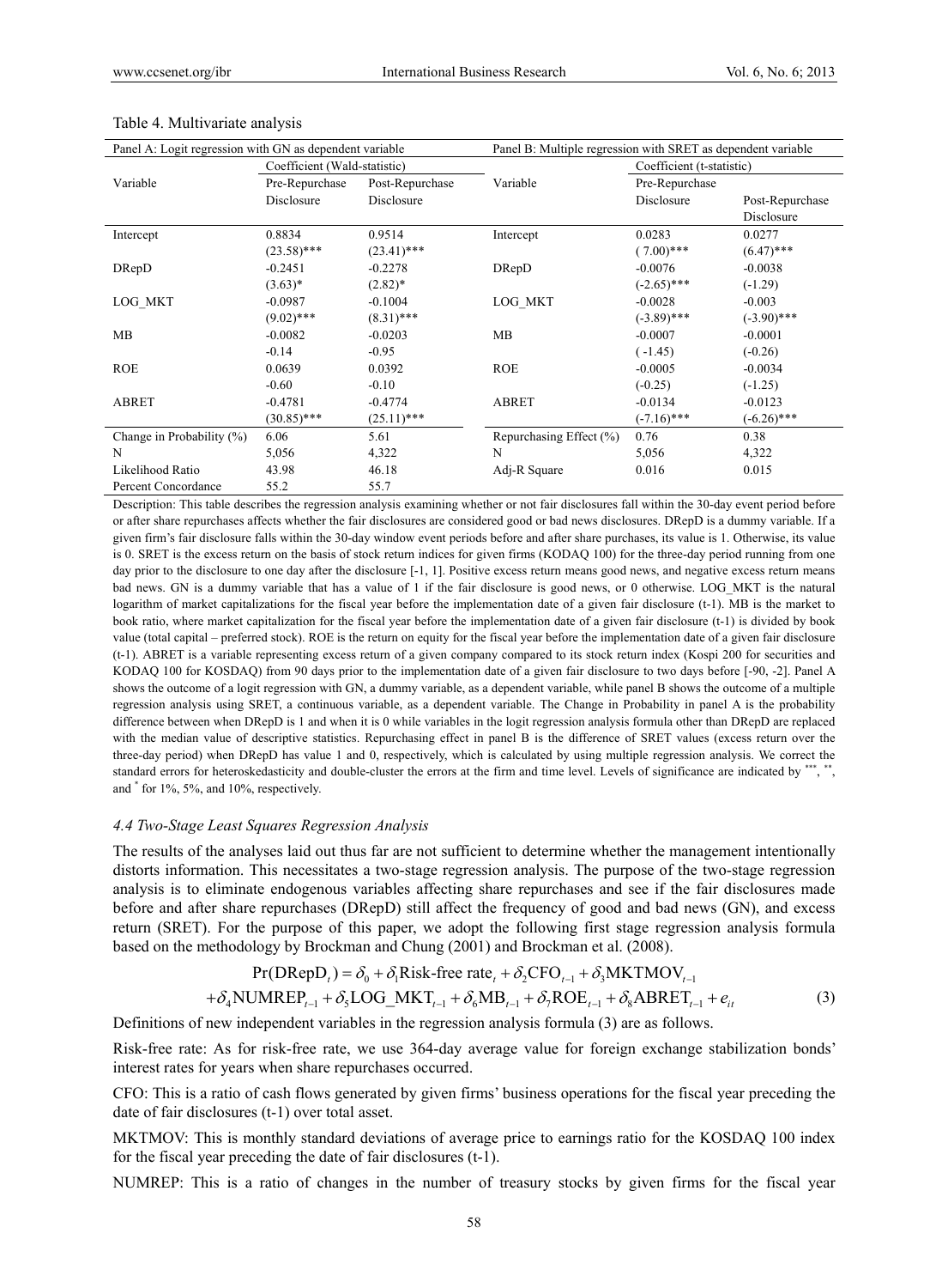Table 4. Multivariate analysis

| Panel A: Logit regression with GN as dependent variable | | | Panel B: Multiple regression with SRET as dependent variable | | |
|---|---|---|---|---|---|
| | Coefficient (Wald-statistic) | | | Coefficient (t-statistic) | |
| Variable | Pre-Repurchase Disclosure | Post-Repurchase Disclosure | Variable | Pre-Repurchase Disclosure | Post-Repurchase Disclosure |
| Intercept | 0.8834 | 0.9514 | Intercept | 0.0283 | 0.0277 |
| | (23.58)*** | (23.41)*** | | ( 7.00)*** | (6.47)*** |
| DRepD | -0.2451 | -0.2278 | DRepD | -0.0076 | -0.0038 |
| | (3.63)* | (2.82)* | | (-2.65)*** | (-1.29) |
| LOG_MKT | -0.0987 | -0.1004 | LOG_MKT | -0.0028 | -0.003 |
| | (9.02)*** | (8.31)*** | | (-3.89)*** | (-3.90)*** |
| MB | -0.0082 | -0.0203 | MB | -0.0007 | -0.0001 |
| | -0.14 | -0.95 | | ( -1.45) | (-0.26) |
| ROE | 0.0639 | 0.0392 | ROE | -0.0005 | -0.0034 |
| | -0.60 | -0.10 | | (-0.25) | (-1.25) |
| ABRET | -0.4781 | -0.4774 | ABRET | -0.0134 | -0.0123 |
| | (30.85)*** | (25.11)*** | | (-7.16)*** | (-6.26)*** |
| Change in Probability (%) | 6.06 | 5.61 | Repurchasing Effect (%) | 0.76 | 0.38 |
| N | 5,056 | 4,322 | N | 5,056 | 4,322 |
| Likelihood Ratio | 43.98 | 46.18 | Adj-R Square | 0.016 | 0.015 |
| Percent Concordance | 55.2 | 55.7 | | | |

Description: This table describes the regression analysis examining whether or not fair disclosures fall within the 30-day event period before or after share repurchases affects whether the fair disclosures are considered good or bad news disclosures. DRepD is a dummy variable. If a given firm's fair disclosure falls within the 30-day window event periods before and after share purchases, its value is 1. Otherwise, its value is 0. SRET is the excess return on the basis of stock return indices for given firms (KODAQ 100) for the three-day period running from one day prior to the disclosure to one day after the disclosure [-1, 1]. Positive excess return means good news, and negative excess return means bad news. GN is a dummy variable that has a value of 1 if the fair disclosure is good news, or 0 otherwise. LOG_MKT is the natural logarithm of market capitalizations for the fiscal year before the implementation date of a given fair disclosure (t-1). MB is the market to book ratio, where market capitalization for the fiscal year before the implementation date of a given fair disclosure (t-1) is divided by book value (total capital – preferred stock). ROE is the return on equity for the fiscal year before the implementation date of a given fair disclosure (t-1). ABRET is a variable representing excess return of a given company compared to its stock return index (Kospi 200 for securities and KODAQ 100 for KOSDAQ) from 90 days prior to the implementation date of a given fair disclosure to two days before [-90, -2]. Panel A shows the outcome of a logit regression with GN, a dummy variable, as a dependent variable, while panel B shows the outcome of a multiple regression analysis using SRET, a continuous variable, as a dependent variable. The Change in Probability in panel A is the probability difference between when DRepD is 1 and when it is 0 while variables in the logit regression analysis formula other than DRepD are replaced with the median value of descriptive statistics. Repurchasing effect in panel B is the difference of SRET values (excess return over the three-day period) when DRepD has value 1 and 0, respectively, which is calculated by using multiple regression analysis. We correct the standard errors for heteroskedasticity and double-cluster the errors at the firm and time level. Levels of significance are indicated by ***, **, and * for 1%, 5%, and 10%, respectively.

### 4.4 Two-Stage Least Squares Regression Analysis

The results of the analyses laid out thus far are not sufficient to determine whether the management intentionally distorts information. This necessitates a two-stage regression analysis. The purpose of the two-stage regression analysis is to eliminate endogenous variables affecting share repurchases and see if the fair disclosures made before and after share repurchases (DRepD) still affect the frequency of good and bad news (GN), and excess return (SRET). For the purpose of this paper, we adopt the following first stage regression analysis formula based on the methodology by Brockman and Chung (2001) and Brockman et al. (2008).

$$\Pr(\text{DRepD}_t) = \delta_0 + \delta_1 \text{Risk-free rate}_t + \delta_2 \text{CFO}_{t-1} + \delta_3 \text{MKTMOV}_{t-1} + \delta_4 \text{NUMREP}_{t-1} + \delta_5 \text{LOG\_MKT}_{t-1} + \delta_6 \text{MB}_{t-1} + \delta_7 \text{ROE}_{t-1} + \delta_8 \text{ABRET}_{t-1} + e_{it} \quad (3)$$

Definitions of new independent variables in the regression analysis formula (3) are as follows.

Risk-free rate: As for risk-free rate, we use 364-day average value for foreign exchange stabilization bonds' interest rates for years when share repurchases occurred.

CFO: This is a ratio of cash flows generated by given firms' business operations for the fiscal year preceding the date of fair disclosures (t-1) over total asset.

MKTMOV: This is monthly standard deviations of average price to earnings ratio for the KOSDAQ 100 index for the fiscal year preceding the date of fair disclosures (t-1).

NUMREP: This is a ratio of changes in the number of treasury stocks by given firms for the fiscal year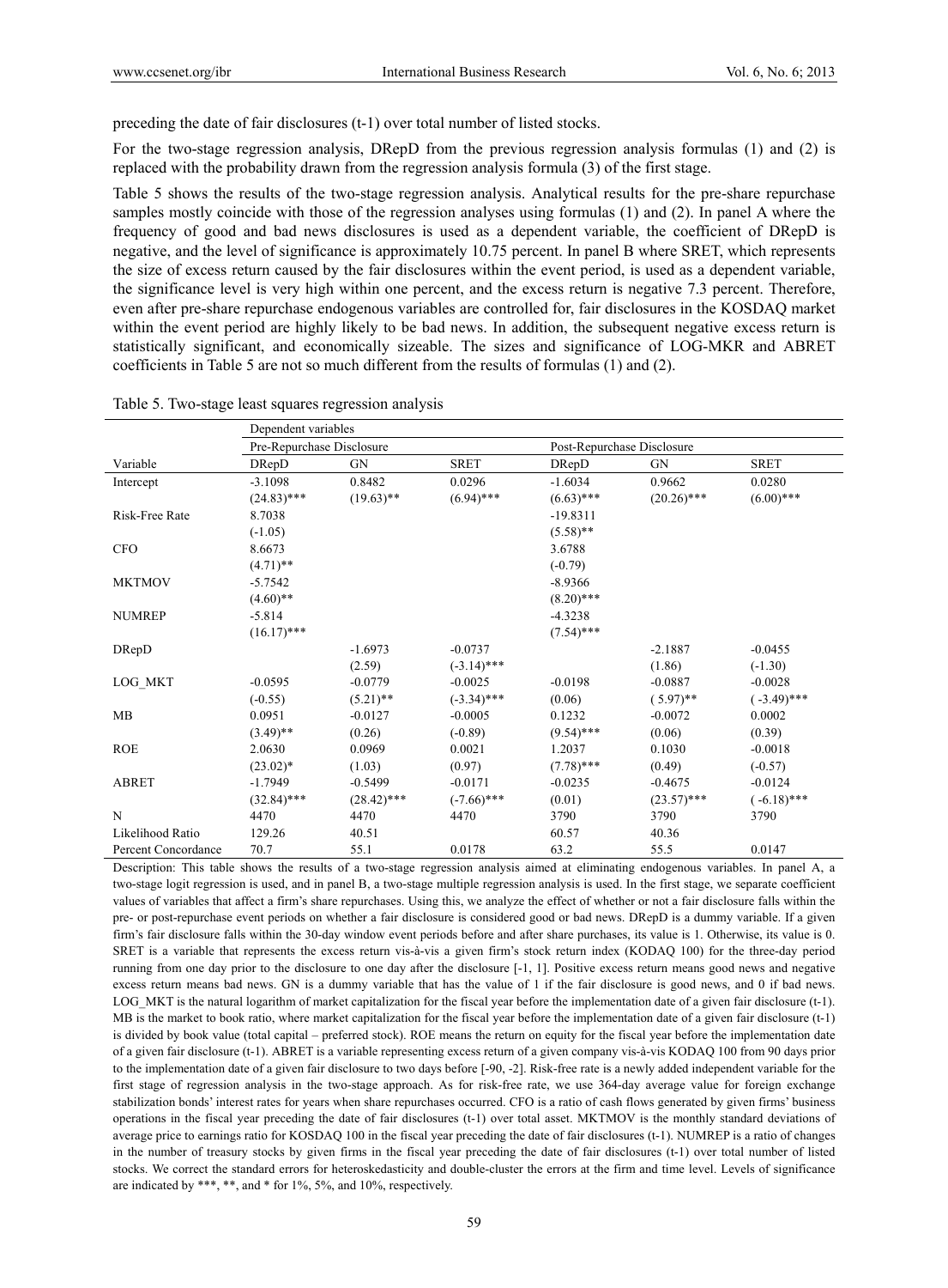preceding the date of fair disclosures (t-1) over total number of listed stocks.

For the two-stage regression analysis, DRepD from the previous regression analysis formulas (1) and (2) is replaced with the probability drawn from the regression analysis formula (3) of the first stage.

Table 5 shows the results of the two-stage regression analysis. Analytical results for the pre-share repurchase samples mostly coincide with those of the regression analyses using formulas (1) and (2). In panel A where the frequency of good and bad news disclosures is used as a dependent variable, the coefficient of DRepD is negative, and the level of significance is approximately 10.75 percent. In panel B where SRET, which represents the size of excess return caused by the fair disclosures within the event period, is used as a dependent variable, the significance level is very high within one percent, and the excess return is negative 7.3 percent. Therefore, even after pre-share repurchase endogenous variables are controlled for, fair disclosures in the KOSDAQ market within the event period are highly likely to be bad news. In addition, the subsequent negative excess return is statistically significant, and economically sizeable. The sizes and significance of LOG-MKR and ABRET coefficients in Table 5 are not so much different from the results of formulas (1) and (2).

Table 5. Two-stage least squares regression analysis

| | Dependent variables | | | | | |
|---|---|---|---|---|---|---|
| | Pre-Repurchase Disclosure | | | Post-Repurchase Disclosure | | |
| Variable | DRepD | GN | SRET | DRepD | GN | SRET |
| Intercept | -3.1098 | 0.8482 | 0.0296 | -1.6034 | 0.9662 | 0.0280 |
| | (24.83)*** | (19.63)** | (6.94)*** | (6.63)*** | (20.26)*** | (6.00)*** |
| Risk-Free Rate | 8.7038 | | | -19.8311 | | |
| | (-1.05) | | | (5.58)** | | |
| CFO | 8.6673 | | | 3.6788 | | |
| | (4.71)** | | | (-0.79) | | |
| MKTMOV | -5.7542 | | | -8.9366 | | |
| | (4.60)** | | | (8.20)*** | | |
| NUMREP | -5.814 | | | -4.3238 | | |
| | (16.17)*** | | | (7.54)*** | | |
| DRepD | | -1.6973 | -0.0737 | | -2.1887 | -0.0455 |
| | | (2.59) | (-3.14)*** | | (1.86) | (-1.30) |
| LOG_MKT | -0.0595 | -0.0779 | -0.0025 | -0.0198 | -0.0887 | -0.0028 |
| | (-0.55) | (5.21)** | (-3.34)*** | (0.06) | ( 5.97)** | ( -3.49)*** |
| MB | 0.0951 | -0.0127 | -0.0005 | 0.1232 | -0.0072 | 0.0002 |
| | (3.49)** | (0.26) | (-0.89) | (9.54)*** | (0.06) | (0.39) |
| ROE | 2.0630 | 0.0969 | 0.0021 | 1.2037 | 0.1030 | -0.0018 |
| | (23.02)* | (1.03) | (0.97) | (7.78)*** | (0.49) | (-0.57) |
| ABRET | -1.7949 | -0.5499 | -0.0171 | -0.0235 | -0.4675 | -0.0124 |
| | (32.84)*** | (28.42)*** | (-7.66)*** | (0.01) | (23.57)*** | ( -6.18)*** |
| N | 4470 | 4470 | 4470 | 3790 | 3790 | 3790 |
| Likelihood Ratio | 129.26 | 40.51 | | 60.57 | 40.36 | |
| Percent Concordance | 70.7 | 55.1 | 0.0178 | 63.2 | 55.5 | 0.0147 |

Description: This table shows the results of a two-stage regression analysis aimed at eliminating endogenous variables. In panel A, a two-stage logit regression is used, and in panel B, a two-stage multiple regression analysis is used. In the first stage, we separate coefficient values of variables that affect a firm's share repurchases. Using this, we analyze the effect of whether or not a fair disclosure falls within the pre- or post-repurchase event periods on whether a fair disclosure is considered good or bad news. DRepD is a dummy variable. If a given firm's fair disclosure falls within the 30-day window event periods before and after share purchases, its value is 1. Otherwise, its value is 0. SRET is a variable that represents the excess return vis-à-vis a given firm's stock return index (KODAQ 100) for the three-day period running from one day prior to the disclosure to one day after the disclosure [-1, 1]. Positive excess return means good news and negative excess return means bad news. GN is a dummy variable that has the value of 1 if the fair disclosure is good news, and 0 if bad news. LOG_MKT is the natural logarithm of market capitalization for the fiscal year before the implementation date of a given fair disclosure (t-1). MB is the market to book ratio, where market capitalization for the fiscal year before the implementation date of a given fair disclosure (t-1) is divided by book value (total capital – preferred stock). ROE means the return on equity for the fiscal year before the implementation date of a given fair disclosure (t-1). ABRET is a variable representing excess return of a given company vis-à-vis KODAQ 100 from 90 days prior to the implementation date of a given fair disclosure to two days before [-90, -2]. Risk-free rate is a newly added independent variable for the first stage of regression analysis in the two-stage approach. As for risk-free rate, we use 364-day average value for foreign exchange stabilization bonds' interest rates for years when share repurchases occurred. CFO is a ratio of cash flows generated by given firms' business operations in the fiscal year preceding the date of fair disclosures (t-1) over total asset. MKTMOV is the monthly standard deviations of average price to earnings ratio for KOSDAQ 100 in the fiscal year preceding the date of fair disclosures (t-1). NUMREP is a ratio of changes in the number of treasury stocks by given firms in the fiscal year preceding the date of fair disclosures (t-1) over total number of listed stocks. We correct the standard errors for heteroskedasticity and double-cluster the errors at the firm and time level. Levels of significance are indicated by ***, **, and * for 1%, 5%, and 10%, respectively.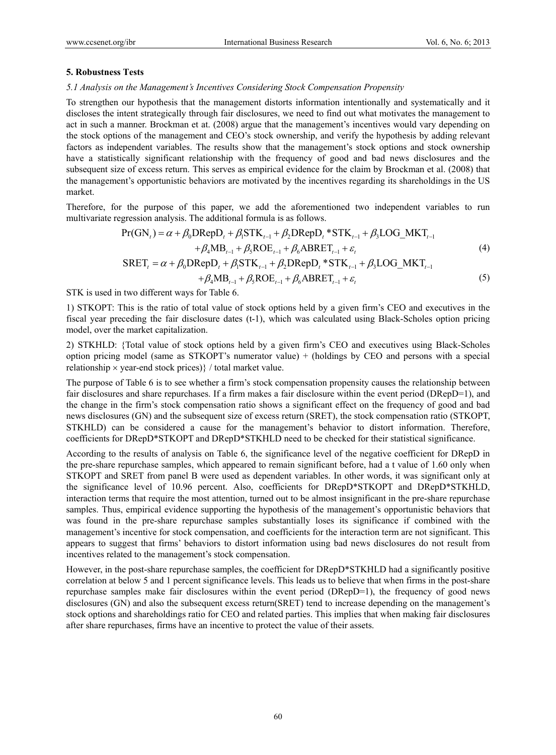## 5. Robustness Tests

### *5.1 Analysis on the Management's Incentives Considering Stock Compensation Propensity*

To strengthen our hypothesis that the management distorts information intentionally and systematically and it discloses the intent strategically through fair disclosures, we need to find out what motivates the management to act in such a manner. Brockman et at. (2008) argue that the management's incentives would vary depending on the stock options of the management and CEO's stock ownership, and verify the hypothesis by adding relevant factors as independent variables. The results show that the management's stock options and stock ownership have a statistically significant relationship with the frequency of good and bad news disclosures and the subsequent size of excess return. This serves as empirical evidence for the claim by Brockman et al. (2008) that the management's opportunistic behaviors are motivated by the incentives regarding its shareholdings in the US market.

Therefore, for the purpose of this paper, we add the aforementioned two independent variables to run multivariate regression analysis. The additional formula is as follows.

$$\Pr(\mathrm{GN}_t) = \alpha + \beta_0 \mathrm{DRepD}_t + \beta_1 \mathrm{STK}_{t-1} + \beta_2 \mathrm{DRepD}_t * \mathrm{STK}_{t-1} + \beta_3 \mathrm{LOG\_MKT}_{t-1} + \beta_4 \mathrm{MB}_{t-1} + \beta_5 \mathrm{ROE}_{t-1} + \beta_6 \mathrm{ABRET}_{t-1} + \varepsilon_t \quad (4)$$

$$\mathrm{SRET}_t = \alpha + \beta_0 \mathrm{DRepD}_t + \beta_1 \mathrm{STK}_{t-1} + \beta_2 \mathrm{DRepD}_t * \mathrm{STK}_{t-1} + \beta_3 \mathrm{LOG\_MKT}_{t-1} + \beta_4 \mathrm{MB}_{t-1} + \beta_5 \mathrm{ROE}_{t-1} + \beta_6 \mathrm{ABRET}_{t-1} + \varepsilon_t \quad (5)$$

STK is used in two different ways for Table 6.

1) STKOPT: This is the ratio of total value of stock options held by a given firm's CEO and executives in the fiscal year preceding the fair disclosure dates (t-1), which was calculated using Black-Scholes option pricing model, over the market capitalization.

2) STKHLD: {Total value of stock options held by a given firm's CEO and executives using Black-Scholes option pricing model (same as STKOPT's numerator value) + (holdings by CEO and persons with a special relationship × year-end stock prices)} / total market value.

The purpose of Table 6 is to see whether a firm's stock compensation propensity causes the relationship between fair disclosures and share repurchases. If a firm makes a fair disclosure within the event period (DRepD=1), and the change in the firm's stock compensation ratio shows a significant effect on the frequency of good and bad news disclosures (GN) and the subsequent size of excess return (SRET), the stock compensation ratio (STKOPT, STKHLD) can be considered a cause for the management's behavior to distort information. Therefore, coefficients for DRepD*STKOPT and DRepD*STKHLD need to be checked for their statistical significance.

According to the results of analysis on Table 6, the significance level of the negative coefficient for DRepD in the pre-share repurchase samples, which appeared to remain significant before, had a t value of 1.60 only when STKOPT and SRET from panel B were used as dependent variables. In other words, it was significant only at the significance level of 10.96 percent. Also, coefficients for DRepD*STKOPT and DRepD*STKHLD, interaction terms that require the most attention, turned out to be almost insignificant in the pre-share repurchase samples. Thus, empirical evidence supporting the hypothesis of the management's opportunistic behaviors that was found in the pre-share repurchase samples substantially loses its significance if combined with the management's incentive for stock compensation, and coefficients for the interaction term are not significant. This appears to suggest that firms' behaviors to distort information using bad news disclosures do not result from incentives related to the management's stock compensation.

However, in the post-share repurchase samples, the coefficient for DRepD*STKHLD had a significantly positive correlation at below 5 and 1 percent significance levels. This leads us to believe that when firms in the post-share repurchase samples make fair disclosures within the event period (DRepD=1), the frequency of good news disclosures (GN) and also the subsequent excess return(SRET) tend to increase depending on the management's stock options and shareholdings ratio for CEO and related parties. This implies that when making fair disclosures after share repurchases, firms have an incentive to protect the value of their assets.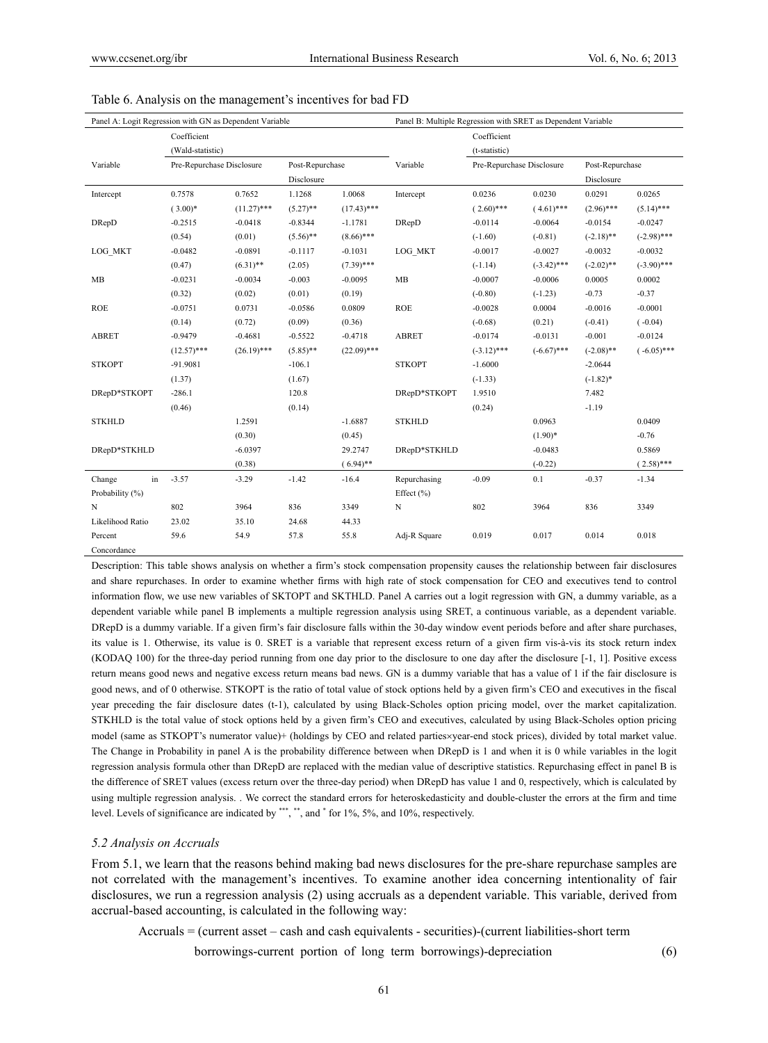Table 6. Analysis on the management's incentives for bad FD

| Panel A: Logit Regression with GN as Dependent Variable | | | | | Panel B: Multiple Regression with SRET as Dependent Variable | | | | |
|---|---|---|---|---|---|---|---|---|---|
| | Coefficient (Wald-statistic) | | | | | Coefficient (t-statistic) | | | |
| Variable | Pre-Repurchase Disclosure | | Post-Repurchase Disclosure | | Variable | Pre-Repurchase Disclosure | | Post-Repurchase Disclosure | |
| Intercept | 0.7578 | 0.7652 | 1.1268 | 1.0068 | Intercept | 0.0236 | 0.0230 | 0.0291 | 0.0265 |
| | ( 3.00)* | (11.27)*** | (5.27)** | (17.43)*** | | ( 2.60)*** | ( 4.61)*** | (2.96)*** | (5.14)*** |
| DRepD | -0.2515 | -0.0418 | -0.8344 | -1.1781 | DRepD | -0.0114 | -0.0064 | -0.0154 | -0.0247 |
| | (0.54) | (0.01) | (5.56)** | (8.66)*** | | (-1.60) | (-0.81) | (-2.18)** | (-2.98)*** |
| LOG_MKT | -0.0482 | -0.0891 | -0.1117 | -0.1031 | LOG_MKT | -0.0017 | -0.0027 | -0.0032 | -0.0032 |
| | (0.47) | (6.31)** | (2.05) | (7.39)*** | | (-1.14) | (-3.42)*** | (-2.02)** | (-3.90)*** |
| MB | -0.0231 | -0.0034 | -0.003 | -0.0095 | MB | -0.0007 | -0.0006 | 0.0005 | 0.0002 |
| | (0.32) | (0.02) | (0.01) | (0.19) | | (-0.80) | (-1.23) | -0.73 | -0.37 |
| ROE | -0.0751 | 0.0731 | -0.0586 | 0.0809 | ROE | -0.0028 | 0.0004 | -0.0016 | -0.0001 |
| | (0.14) | (0.72) | (0.09) | (0.36) | | (-0.68) | (0.21) | (-0.41) | ( -0.04) |
| ABRET | -0.9479 | -0.4681 | -0.5522 | -0.4718 | ABRET | -0.0174 | -0.0131 | -0.001 | -0.0124 |
| | (12.57)*** | (26.19)*** | (5.85)** | (22.09)*** | | (-3.12)*** | (-6.67)*** | (-2.08)** | ( -6.05)*** |
| STKOPT | -91.9081 | | -106.1 | | STKOPT | -1.6000 | | -2.0644 | |
| | (1.37) | | (1.67) | | | (-1.33) | | (-1.82)* | |
| DRepD*STKOPT | -286.1 | | 120.8 | | DRepD*STKOPT | 1.9510 | | 7.482 | |
| | (0.46) | | (0.14) | | | (0.24) | | -1.19 | |
| STKHLD | | 1.2591 | | -1.6887 | STKHLD | | 0.0963 | | 0.0409 |
| | | (0.30) | | (0.45) | | | (1.90)* | | -0.76 |
| DRepD*STKHLD | | -6.0397 | | 29.2747 | DRepD*STKHLD | | -0.0483 | | 0.5869 |
| | | (0.38) | | ( 6.94)** | | | (-0.22) | | ( 2.58)*** |
| Change in Probability (%) | -3.57 | -3.29 | -1.42 | -16.4 | Repurchasing Effect (%) | -0.09 | 0.1 | -0.37 | -1.34 |
| N | 802 | 3964 | 836 | 3349 | N | 802 | 3964 | 836 | 3349 |
| Likelihood Ratio | 23.02 | 35.10 | 24.68 | 44.33 | | | | | |
| Percent Concordance | 59.6 | 54.9 | 57.8 | 55.8 | Adj-R Square | 0.019 | 0.017 | 0.014 | 0.018 |

Description: This table shows analysis on whether a firm's stock compensation propensity causes the relationship between fair disclosures and share repurchases. In order to examine whether firms with high rate of stock compensation for CEO and executives tend to control information flow, we use new variables of SKTOPT and SKTHLD. Panel A carries out a logit regression with GN, a dummy variable, as a dependent variable while panel B implements a multiple regression analysis using SRET, a continuous variable, as a dependent variable. DRepD is a dummy variable. If a given firm's fair disclosure falls within the 30-day window event periods before and after share purchases, its value is 1. Otherwise, its value is 0. SRET is a variable that represent excess return of a given firm vis-à-vis its stock return index (KODAQ 100) for the three-day period running from one day prior to the disclosure to one day after the disclosure [-1, 1]. Positive excess return means good news and negative excess return means bad news. GN is a dummy variable that has a value of 1 if the fair disclosure is good news, and of 0 otherwise. STKOPT is the ratio of total value of stock options held by a given firm's CEO and executives in the fiscal year preceding the fair disclosure dates (t-1), calculated by using Black-Scholes option pricing model, over the market capitalization. STKHLD is the total value of stock options held by a given firm's CEO and executives, calculated by using Black-Scholes option pricing model (same as STKOPT's numerator value)+ (holdings by CEO and related parties×year-end stock prices), divided by total market value. The Change in Probability in panel A is the probability difference between when DRepD is 1 and when it is 0 while variables in the logit regression analysis formula other than DRepD are replaced with the median value of descriptive statistics. Repurchasing effect in panel B is the difference of SRET values (excess return over the three-day period) when DRepD has value 1 and 0, respectively, which is calculated by using multiple regression analysis. . We correct the standard errors for heteroskedasticity and double-cluster the errors at the firm and time level. Levels of significance are indicated by ***, **, and * for 1%, 5%, and 10%, respectively.

### 5.2 Analysis on Accruals

From 5.1, we learn that the reasons behind making bad news disclosures for the pre-share repurchase samples are not correlated with the management's incentives. To examine another idea concerning intentionality of fair disclosures, we run a regression analysis (2) using accruals as a dependent variable. This variable, derived from accrual-based accounting, is calculated in the following way:

$$\text{Accruals} = (\text{current asset} - \text{cash and cash equivalents} - \text{securities}) - (\text{current liabilities} - \text{short term borrowings} - \text{current portion of long term borrowings}) - \text{depreciation} \quad (6)$$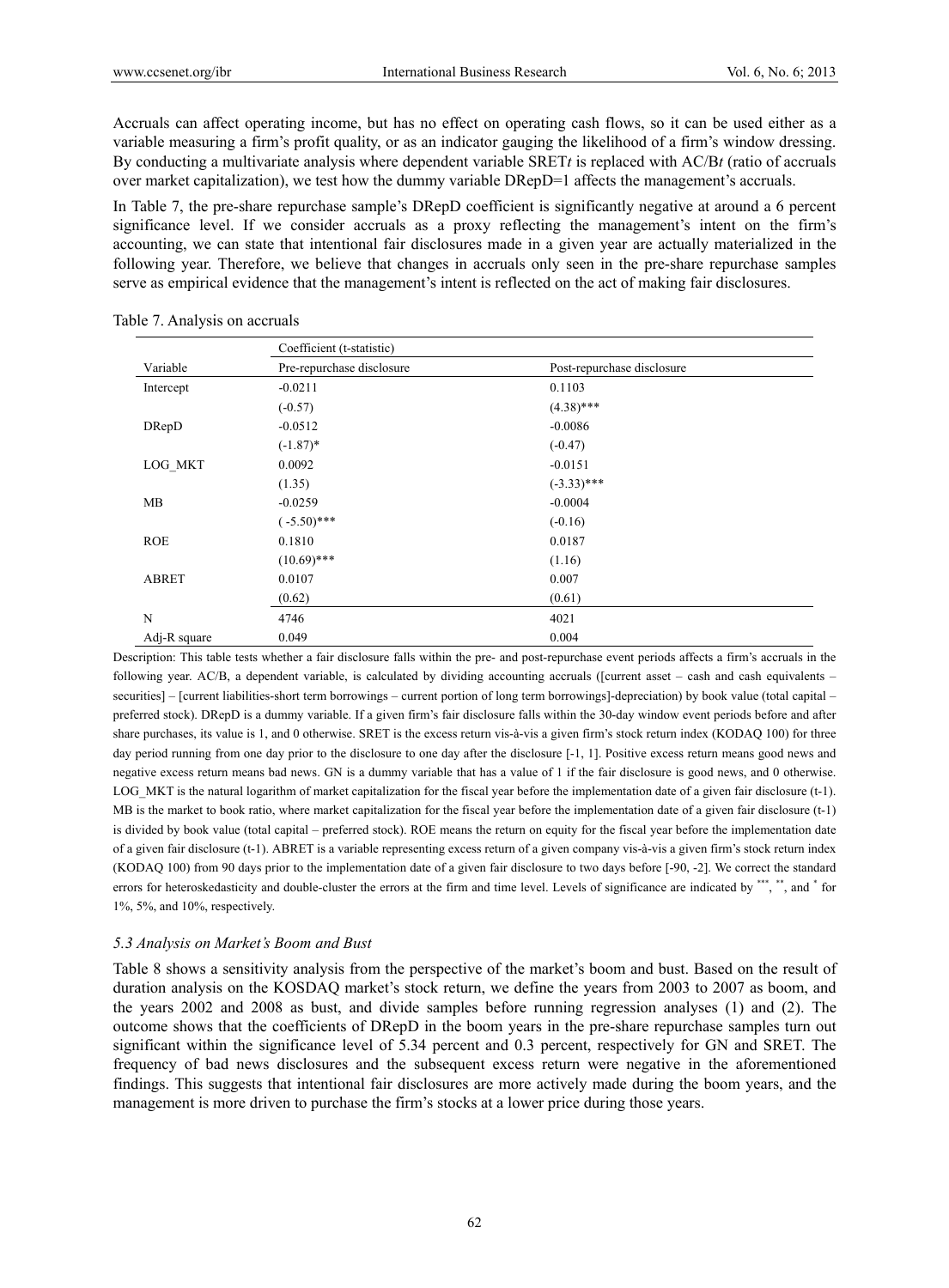Accruals can affect operating income, but has no effect on operating cash flows, so it can be used either as a variable measuring a firm's profit quality, or as an indicator gauging the likelihood of a firm's window dressing. By conducting a multivariate analysis where dependent variable $SRET_t$ is replaced with $AC/B_t$ (ratio of accruals over market capitalization), we test how the dummy variable DRepD=1 affects the management's accruals.

In Table 7, the pre-share repurchase sample's DRepD coefficient is significantly negative at around a 6 percent significance level. If we consider accruals as a proxy reflecting the management's intent on the firm's accounting, we can state that intentional fair disclosures made in a given year are actually materialized in the following year. Therefore, we believe that changes in accruals only seen in the pre-share repurchase samples serve as empirical evidence that the management's intent is reflected on the act of making fair disclosures.

Table 7. Analysis on accruals

| | Coefficient (t-statistic) | |
|---|---|---|
| Variable | Pre-repurchase disclosure | Post-repurchase disclosure |
| Intercept | -0.0211 | 0.1103 |
| | (-0.57) | (4.38)*** |
| DRepD | -0.0512 | -0.0086 |
| | (-1.87)* | (-0.47) |
| LOG_MKT | 0.0092 | -0.0151 |
| | (1.35) | (-3.33)*** |
| MB | -0.0259 | -0.0004 |
| | ( -5.50)*** | (-0.16) |
| ROE | 0.1810 | 0.0187 |
| | (10.69)*** | (1.16) |
| ABRET | 0.0107 | 0.007 |
| | (0.62) | (0.61) |
| N | 4746 | 4021 |
| Adj-R square | 0.049 | 0.004 |

Description: This table tests whether a fair disclosure falls within the pre- and post-repurchase event periods affects a firm's accruals in the following year. AC/B, a dependent variable, is calculated by dividing accounting accruals ([current asset – cash and cash equivalents – securities] – [current liabilities-short term borrowings – current portion of long term borrowings]-depreciation) by book value (total capital – preferred stock). DRepD is a dummy variable. If a given firm's fair disclosure falls within the 30-day window event periods before and after share purchases, its value is 1, and 0 otherwise. SRET is the excess return vis-à-vis a given firm's stock return index (KODAQ 100) for three day period running from one day prior to the disclosure to one day after the disclosure [-1, 1]. Positive excess return means good news and negative excess return means bad news. GN is a dummy variable that has a value of 1 if the fair disclosure is good news, and 0 otherwise. LOG_MKT is the natural logarithm of market capitalization for the fiscal year before the implementation date of a given fair disclosure (t-1). MB is the market to book ratio, where market capitalization for the fiscal year before the implementation date of a given fair disclosure (t-1) is divided by book value (total capital – preferred stock). ROE means the return on equity for the fiscal year before the implementation date of a given fair disclosure (t-1). ABRET is a variable representing excess return of a given company vis-à-vis a given firm's stock return index (KODAQ 100) from 90 days prior to the implementation date of a given fair disclosure to two days before [-90, -2]. We correct the standard errors for heteroskedasticity and double-cluster the errors at the firm and time level. Levels of significance are indicated by ***, **, and * for 1%, 5%, and 10%, respectively.

### *5.3 Analysis on Market's Boom and Bust*

Table 8 shows a sensitivity analysis from the perspective of the market's boom and bust. Based on the result of duration analysis on the KOSDAQ market's stock return, we define the years from 2003 to 2007 as boom, and the years 2002 and 2008 as bust, and divide samples before running regression analyses (1) and (2). The outcome shows that the coefficients of DRepD in the boom years in the pre-share repurchase samples turn out significant within the significance level of 5.34 percent and 0.3 percent, respectively for GN and SRET. The frequency of bad news disclosures and the subsequent excess return were negative in the aforementioned findings. This suggests that intentional fair disclosures are more actively made during the boom years, and the management is more driven to purchase the firm's stocks at a lower price during those years.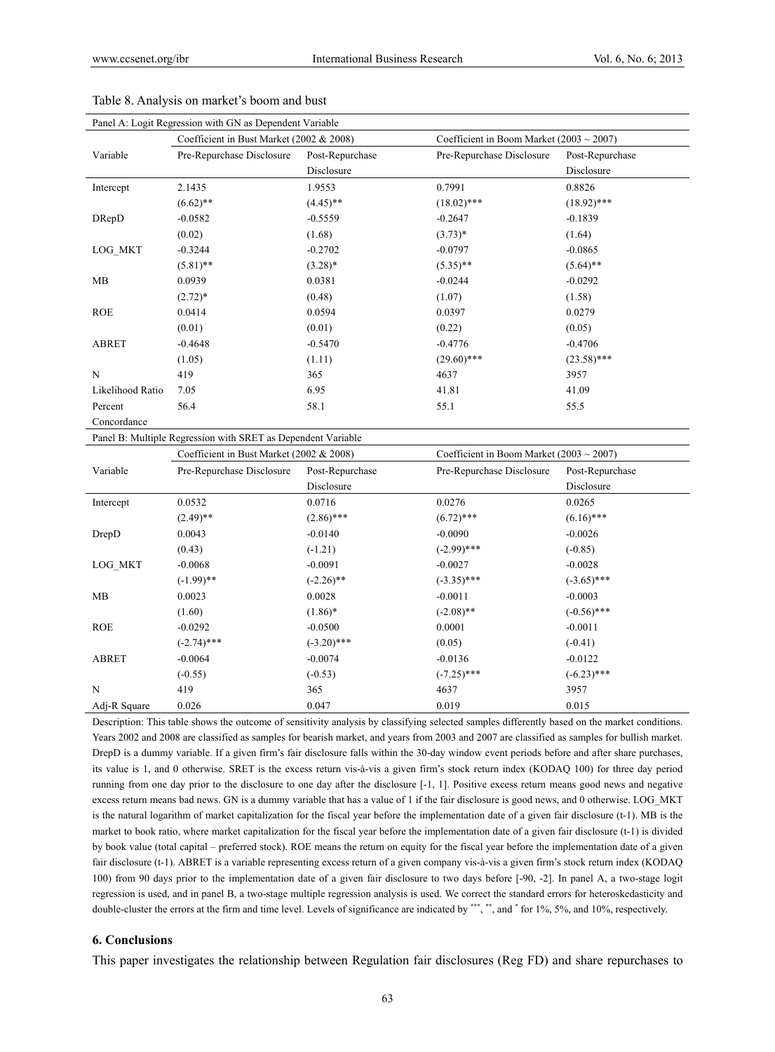Table 8. Analysis on market's boom and bust

| Panel A: Logit Regression with GN as Dependent Variable | | | | |
|---|---|---|---|---|
| | Coefficient in Bust Market (2002 & 2008) | | Coefficient in Boom Market (2003 ~ 2007) | |
| Variable | Pre-Repurchase Disclosure | Post-Repurchase Disclosure | Pre-Repurchase Disclosure | Post-Repurchase Disclosure |
| Intercept | 2.1435 | 1.9553 | 0.7991 | 0.8826 |
| | (6.62)** | (4.45)** | (18.02)*** | (18.92)*** |
| DRepD | -0.0582 | -0.5559 | -0.2647 | -0.1839 |
| | (0.02) | (1.68) | (3.73)* | (1.64) |
| LOG_MKT | -0.3244 | -0.2702 | -0.0797 | -0.0865 |
| | (5.81)** | (3.28)* | (5.35)** | (5.64)** |
| MB | 0.0939 | 0.0381 | -0.0244 | -0.0292 |
| | (2.72)* | (0.48) | (1.07) | (1.58) |
| ROE | 0.0414 | 0.0594 | 0.0397 | 0.0279 |
| | (0.01) | (0.01) | (0.22) | (0.05) |
| ABRET | -0.4648 | -0.5470 | -0.4776 | -0.4706 |
| | (1.05) | (1.11) | (29.60)*** | (23.58)*** |
| N | 419 | 365 | 4637 | 3957 |
| Likelihood Ratio | 7.05 | 6.95 | 41.81 | 41.09 |
| Percent Concordance | 56.4 | 58.1 | 55.1 | 55.5 |

| Panel B: Multiple Regression with SRET as Dependent Variable | | | | |
|---|---|---|---|---|
| | Coefficient in Bust Market (2002 & 2008) | | Coefficient in Boom Market (2003 ~ 2007) | |
| Variable | Pre-Repurchase Disclosure | Post-Repurchase Disclosure | Pre-Repurchase Disclosure | Post-Repurchase Disclosure |
| Intercept | 0.0532 | 0.0716 | 0.0276 | 0.0265 |
| | (2.49)** | (2.86)*** | (6.72)*** | (6.16)*** |
| DrepD | 0.0043 | -0.0140 | -0.0090 | -0.0026 |
| | (0.43) | (-1.21) | (-2.99)*** | (-0.85) |
| LOG_MKT | -0.0068 | -0.0091 | -0.0027 | -0.0028 |
| | (-1.99)** | (-2.26)** | (-3.35)*** | (-3.65)*** |
| MB | 0.0023 | 0.0028 | -0.0011 | -0.0003 |
| | (1.60) | (1.86)* | (-2.08)** | (-0.56)*** |
| ROE | -0.0292 | -0.0500 | 0.0001 | -0.0011 |
| | (-2.74)*** | (-3.20)*** | (0.05) | (-0.41) |
| ABRET | -0.0064 | -0.0074 | -0.0136 | -0.0122 |
| | (-0.55) | (-0.53) | (-7.25)*** | (-6.23)*** |
| N | 419 | 365 | 4637 | 3957 |
| Adj-R Square | 0.026 | 0.047 | 0.019 | 0.015 |

Description: This table shows the outcome of sensitivity analysis by classifying selected samples differently based on the market conditions. Years 2002 and 2008 are classified as samples for bearish market, and years from 2003 and 2007 are classified as samples for bullish market. DrepD is a dummy variable. If a given firm's fair disclosure falls within the 30-day window event periods before and after share purchases, its value is 1, and 0 otherwise. SRET is the excess return vis-à-vis a given firm's stock return index (KODAQ 100) for three day period running from one day prior to the disclosure to one day after the disclosure [-1, 1]. Positive excess return means good news and negative excess return means bad news. GN is a dummy variable that has a value of 1 if the fair disclosure is good news, and 0 otherwise. LOG_MKT is the natural logarithm of market capitalization for the fiscal year before the implementation date of a given fair disclosure (t-1). MB is the market to book ratio, where market capitalization for the fiscal year before the implementation date of a given fair disclosure (t-1) is divided by book value (total capital – preferred stock). ROE means the return on equity for the fiscal year before the implementation date of a given fair disclosure (t-1). ABRET is a variable representing excess return of a given company vis-à-vis a given firm's stock return index (KODAQ 100) from 90 days prior to the implementation date of a given fair disclosure to two days before [-90, -2]. In panel A, a two-stage logit regression is used, and in panel B, a two-stage multiple regression analysis is used. We correct the standard errors for heteroskedasticity and double-cluster the errors at the firm and time level. Levels of significance are indicated by ***, **, and * for 1%, 5%, and 10%, respectively.

## 6. Conclusions

This paper investigates the relationship between Regulation fair disclosures (Reg FD) and share repurchases to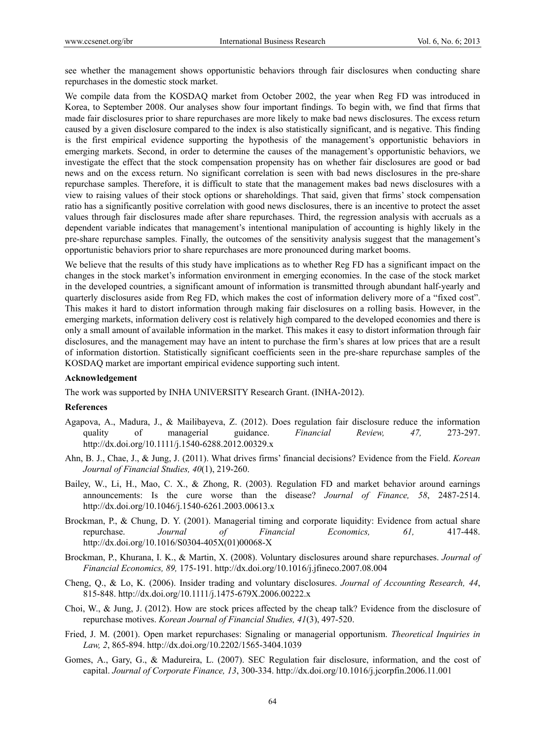see whether the management shows opportunistic behaviors through fair disclosures when conducting share repurchases in the domestic stock market.

We compile data from the KOSDAQ market from October 2002, the year when Reg FD was introduced in Korea, to September 2008. Our analyses show four important findings. To begin with, we find that firms that made fair disclosures prior to share repurchases are more likely to make bad news disclosures. The excess return caused by a given disclosure compared to the index is also statistically significant, and is negative. This finding is the first empirical evidence supporting the hypothesis of the management's opportunistic behaviors in emerging markets. Second, in order to determine the causes of the management's opportunistic behaviors, we investigate the effect that the stock compensation propensity has on whether fair disclosures are good or bad news and on the excess return. No significant correlation is seen with bad news disclosures in the pre-share repurchase samples. Therefore, it is difficult to state that the management makes bad news disclosures with a view to raising values of their stock options or shareholdings. That said, given that firms' stock compensation ratio has a significantly positive correlation with good news disclosures, there is an incentive to protect the asset values through fair disclosures made after share repurchases. Third, the regression analysis with accruals as a dependent variable indicates that management's intentional manipulation of accounting is highly likely in the pre-share repurchase samples. Finally, the outcomes of the sensitivity analysis suggest that the management's opportunistic behaviors prior to share repurchases are more pronounced during market booms.

We believe that the results of this study have implications as to whether Reg FD has a significant impact on the changes in the stock market's information environment in emerging economies. In the case of the stock market in the developed countries, a significant amount of information is transmitted through abundant half-yearly and quarterly disclosures aside from Reg FD, which makes the cost of information delivery more of a "fixed cost". This makes it hard to distort information through making fair disclosures on a rolling basis. However, in the emerging markets, information delivery cost is relatively high compared to the developed economies and there is only a small amount of available information in the market. This makes it easy to distort information through fair disclosures, and the management may have an intent to purchase the firm's shares at low prices that are a result of information distortion. Statistically significant coefficients seen in the pre-share repurchase samples of the KOSDAQ market are important empirical evidence supporting such intent.

**Acknowledgement**

The work was supported by INHA UNIVERSITY Research Grant. (INHA-2012).

**References**

Agapova, A., Madura, J., & Mailibayeva, Z. (2012). Does regulation fair disclosure reduce the information quality of managerial guidance. *Financial Review, 47,* 273-297. http://dx.doi.org/10.1111/j.1540-6288.2012.00329.x

Ahn, B. J., Chae, J., & Jung, J. (2011). What drives firms' financial decisions? Evidence from the Field. *Korean Journal of Financial Studies, 40*(1), 219-260.

Bailey, W., Li, H., Mao, C. X., & Zhong, R. (2003). Regulation FD and market behavior around earnings announcements: Is the cure worse than the disease? *Journal of Finance, 58*, 2487-2514. http://dx.doi.org/10.1046/j.1540-6261.2003.00613.x

Brockman, P., & Chung, D. Y. (2001). Managerial timing and corporate liquidity: Evidence from actual share repurchase. *Journal of Financial Economics, 61,* 417-448. http://dx.doi.org/10.1016/S0304-405X(01)00068-X

Brockman, P., Khurana, I. K., & Martin, X. (2008). Voluntary disclosures around share repurchases. *Journal of Financial Economics, 89,* 175-191. http://dx.doi.org/10.1016/j.jfineco.2007.08.004

Cheng, Q., & Lo, K. (2006). Insider trading and voluntary disclosures. *Journal of Accounting Research, 44*, 815-848. http://dx.doi.org/10.1111/j.1475-679X.2006.00222.x

Choi, W., & Jung, J. (2012). How are stock prices affected by the cheap talk? Evidence from the disclosure of repurchase motives. *Korean Journal of Financial Studies, 41*(3), 497-520.

Fried, J. M. (2001). Open market repurchases: Signaling or managerial opportunism. *Theoretical Inquiries in Law, 2*, 865-894. http://dx.doi.org/10.2202/1565-3404.1039

Gomes, A., Gary, G., & Madureira, L. (2007). SEC Regulation fair disclosure, information, and the cost of capital. *Journal of Corporate Finance, 13*, 300-334. http://dx.doi.org/10.1016/j.jcorpfin.2006.11.001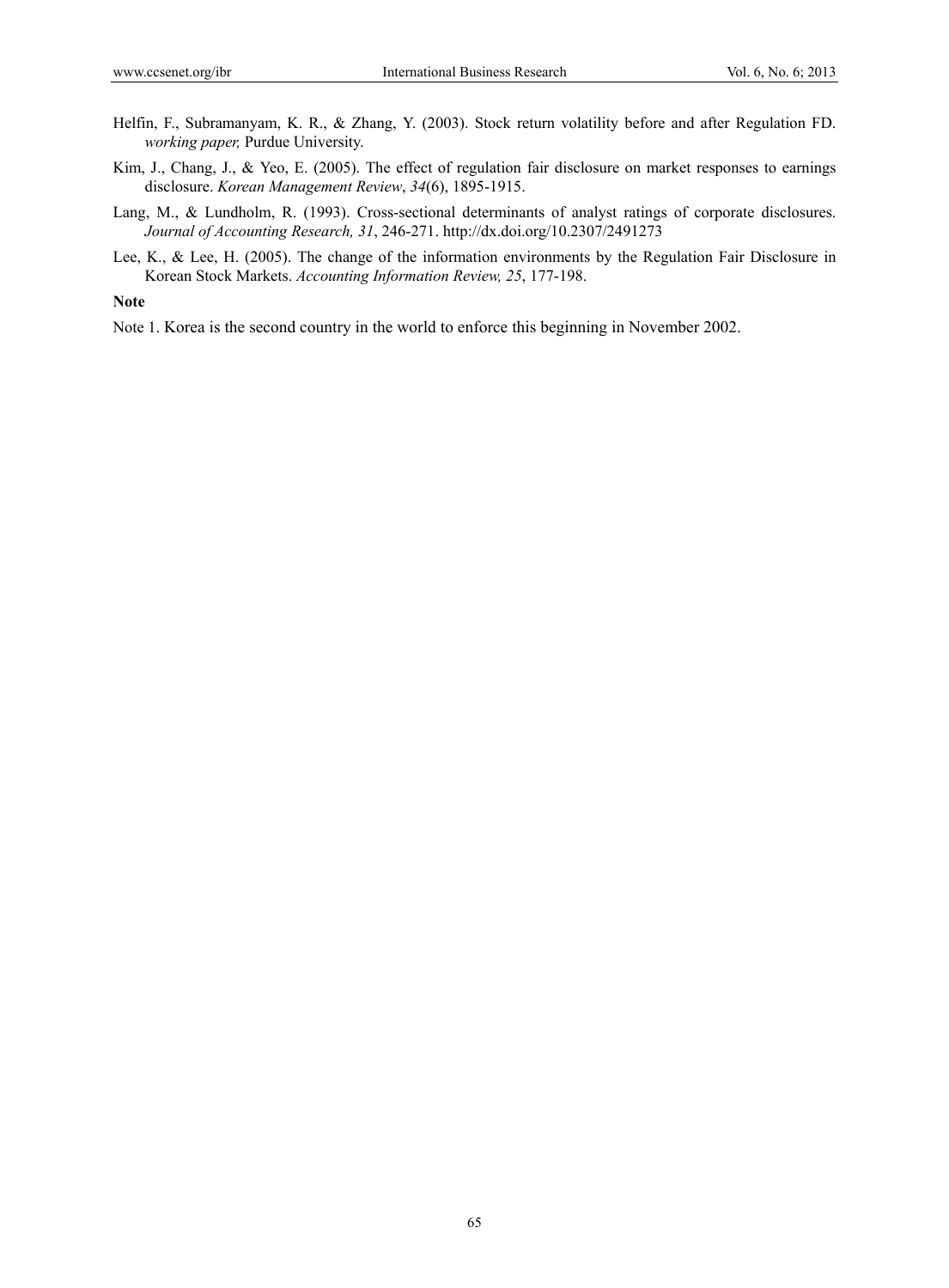Helfin, F., Subramanyam, K. R., & Zhang, Y. (2003). Stock return volatility before and after Regulation FD. *working paper,* Purdue University.

Kim, J., Chang, J., & Yeo, E. (2005). The effect of regulation fair disclosure on market responses to earnings disclosure. *Korean Management Review*, *34*(6), 1895-1915.

Lang, M., & Lundholm, R. (1993). Cross-sectional determinants of analyst ratings of corporate disclosures. *Journal of Accounting Research, 31*, 246-271. http://dx.doi.org/10.2307/2491273

Lee, K., & Lee, H. (2005). The change of the information environments by the Regulation Fair Disclosure in Korean Stock Markets. *Accounting Information Review, 25*, 177-198.

**Note**

Note 1. Korea is the second country in the world to enforce this beginning in November 2002.